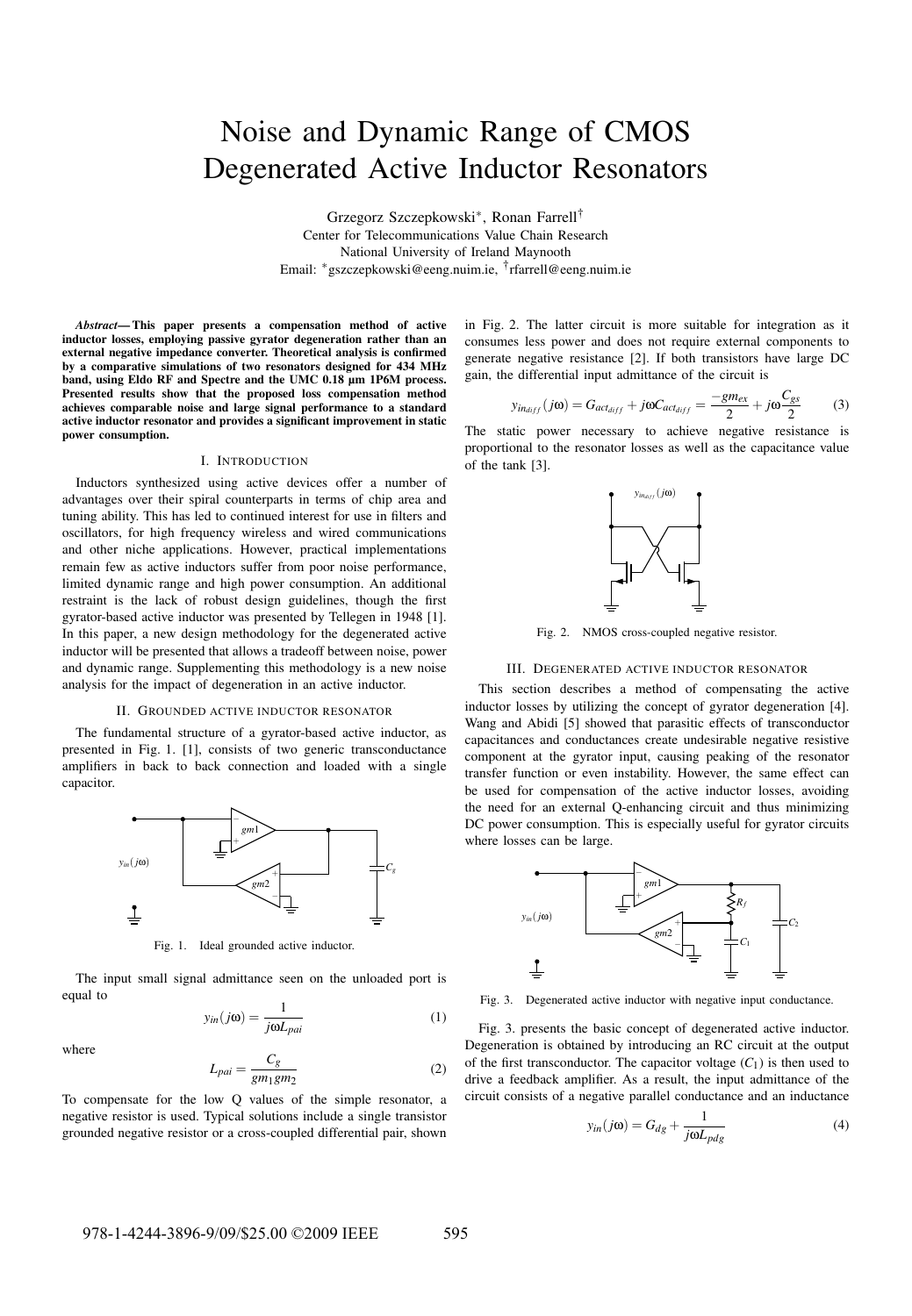# Noise and Dynamic Range of CMOS Degenerated Active Inductor Resonators

Grzegorz Szczepkowski*, Ronan Farrell†
Center for Telecommunications Value Chain Research
National University of Ireland Maynooth
Email: *gszczepkowski@eeng.nuim.ie, †rfarrell@eeng.nuim.ie

***Abstract*— This paper presents a compensation method of active inductor losses, employing passive gyrator degeneration rather than an external negative impedance converter. Theoretical analysis is confirmed by a comparative simulations of two resonators designed for 434 MHz band, using Eldo RF and Spectre and the UMC 0.18 µm 1P6M process. Presented results show that the proposed loss compensation method achieves comparable noise and large signal performance to a standard active inductor resonator and provides a significant improvement in static power consumption.**

## I. Introduction

Inductors synthesized using active devices offer a number of advantages over their spiral counterparts in terms of chip area and tuning ability. This has led to continued interest for use in filters and oscillators, for high frequency wireless and wired communications and other niche applications. However, practical implementations remain few as active inductors suffer from poor noise performance, limited dynamic range and high power consumption. An additional restraint is the lack of robust design guidelines, though the first gyrator-based active inductor was presented by Tellegen in 1948 [1]. In this paper, a new design methodology for the degenerated active inductor will be presented that allows a tradeoff between noise, power and dynamic range. Supplementing this methodology is a new noise analysis for the impact of degeneration in an active inductor.

## II. Grounded active inductor resonator

The fundamental structure of a gyrator-based active inductor, as presented in Fig. 1. [1], consists of two generic transconductance amplifiers in back to back connection and loaded with a single capacitor.

Fig. 1. Ideal grounded active inductor.

The input small signal admittance seen on the unloaded port is equal to

$$y_{in}(j\omega) = \frac{1}{j\omega L_{pai}} \tag{1}$$

where

$$L_{pai} = \frac{C_g}{gm_1 gm_2} \tag{2}$$

To compensate for the low Q values of the simple resonator, a negative resistor is used. Typical solutions include a single transistor grounded negative resistor or a cross-coupled differential pair, shown in Fig. 2. The latter circuit is more suitable for integration as it consumes less power and does not require external components to generate negative resistance [2]. If both transistors have large DC gain, the differential input admittance of the circuit is

$$y_{in_{diff}}(j\omega) = G_{act_{diff}} + j\omega C_{act_{diff}} = \frac{-gm_{ex}}{2} + j\omega\frac{C_{gs}}{2} \tag{3}$$

The static power necessary to achieve negative resistance is proportional to the resonator losses as well as the capacitance value of the tank [3].

Fig. 2. NMOS cross-coupled negative resistor.

## III. Degenerated active inductor resonator

This section describes a method of compensating the active inductor losses by utilizing the concept of gyrator degeneration [4]. Wang and Abidi [5] showed that parasitic effects of transconductor capacitances and conductances create undesirable negative resistive component at the gyrator input, causing peaking of the resonator transfer function or even instability. However, the same effect can be used for compensation of the active inductor losses, avoiding the need for an external Q-enhancing circuit and thus minimizing DC power consumption. This is especially useful for gyrator circuits where losses can be large.

Fig. 3. Degenerated active inductor with negative input conductance.

Fig. 3. presents the basic concept of degenerated active inductor. Degeneration is obtained by introducing an RC circuit at the output of the first transconductor. The capacitor voltage ($C_1$) is then used to drive a feedback amplifier. As a result, the input admittance of the circuit consists of a negative parallel conductance and an inductance

$$y_{in}(j\omega) = G_{dg} + \frac{1}{j\omega L_{pdg}} \tag{4}$$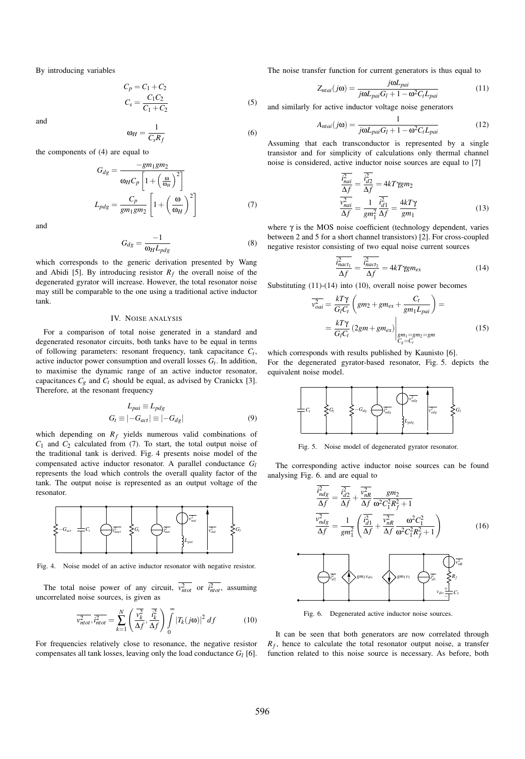By introducing variables

$$C_p = C_1 + C_2$$
$$C_s = \frac{C_1 C_2}{C_1 + C_2} \tag{5}$$

and

$$\omega_H = \frac{1}{C_s R_f} \tag{6}$$

the components of (4) are equal to

$$G_{dg} = \frac{-gm_1 gm_2}{\omega_H C_p \left[1 + \left(\frac{\omega}{\omega_H}\right)^2\right]}$$
$$L_{pdg} = \frac{C_p}{gm_1 gm_2}\left[1 + \left(\frac{\omega}{\omega_H}\right)^2\right] \tag{7}$$

and

$$G_{dg} = \frac{-1}{\omega_H L_{pdg}} \tag{8}$$

which corresponds to the generic derivation presented by Wang and Abidi [5]. By introducing resistor $R_f$ the overall noise of the degenerated gyrator will increase. However, the total resonator noise may still be comparable to the one using a traditional active inductor tank.

## IV. Noise analysis

For a comparison of total noise generated in a standard and degenerated resonator circuits, both tanks have to be equal in terms of following parameters: resonant frequency, tank capacitance $C_t$, active inductor power consumption and overall losses $G_t$. In addition, to maximise the dynamic range of an active inductor resonator, capacitances $C_g$ and $C_t$ should be equal, as advised by Cranickx [3]. Therefore, at the resonant frequency

$$L_{pai} \equiv L_{pdg}$$
$$G_t \equiv |-G_{act}| \equiv |-G_{dg}| \tag{9}$$

which depending on $R_f$ yields numerous valid combinations of $C_1$ and $C_2$ calculated from (7). To start, the total output noise of the traditional tank is derived. Fig. 4 presents noise model of the compensated active inductor resonator. A parallel conductance $G_l$ represents the load which controls the overall quality factor of the tank. The output noise is represented as an output voltage of the resonator.

Fig. 4. Noise model of an active inductor resonator with negative resistor.

The total noise power of any circuit, $\overline{v_{ntot}^2}$ or $\overline{i_{ntot}^2}$, assuming uncorrelated noise sources, is given as

$$\overline{v_{ntot}^2}, \overline{i_{ntot}^2} = \sum_{k=1}^{N}\left(\frac{\overline{v_k^2}}{\Delta f}, \frac{\overline{i_k^2}}{\Delta f}\right)\int_0^{\infty}|T_k(j\omega)|^2\, df \tag{10}$$

For frequencies relatively close to resonance, the negative resistor compensates all tank losses, leaving only the load conductance $G_l$ [6]. The noise transfer function for current generators is thus equal to

$$Z_{ntai}(j\omega) = \frac{j\omega L_{pai}}{j\omega L_{pai} G_l + 1 - \omega^2 C_t L_{pai}} \tag{11}$$

and similarly for active inductor voltage noise generators

$$A_{ntai}(j\omega) = \frac{1}{j\omega L_{pai} G_l + 1 - \omega^2 C_t L_{pai}} \tag{12}$$

Assuming that each transconductor is represented by a single transistor and for simplicity of calculations only thermal channel noise is considered, active inductor noise sources are equal to [7]

$$\frac{\overline{i_{nai}^2}}{\Delta f} = \frac{\overline{i_{d2}^2}}{\Delta f} = 4kT\gamma gm_2$$
$$\frac{\overline{v_{nai}^2}}{\Delta f} = \frac{1}{gm_1^2}\frac{\overline{i_{d1}^2}}{\Delta f} = \frac{4kT\gamma}{gm_1} \tag{13}$$

where $\gamma$ is the MOS noise coefficient (technology dependent, varies between 2 and 5 for a short channel transistors) [2]. For cross-coupled negative resistor consisting of two equal noise current sources

$$\frac{\overline{i_{nact_1}^2}}{\Delta f} = \frac{\overline{i_{nact_2}^2}}{\Delta f} = 4kT\gamma gm_{ex} \tag{14}$$

Substituting (11)-(14) into (10), overall noise power becomes

$$\overline{v_{oai}^2} = \frac{kT\gamma}{G_l C_t}\left(gm_2 + gm_{ex} + \frac{C_t}{gm_1 L_{pai}}\right) = $$
$$= \frac{kT\gamma}{G_l C_t}\left(2gm + gm_{ex}\right)\Bigg|_{\substack{gm_1 = gm_2 = gm \\ C_g = C_t}} \tag{15}$$

which corresponds with results published by Kaunisto [6].
For the degenerated gyrator-based resonator, Fig. 5. depicts the equivalent noise model.

Fig. 5. Noise model of degenerated gyrator resonator.

The corresponding active inductor noise sources can be found analysing Fig. 6. and are equal to

$$\frac{\overline{i_{ndg}^2}}{\Delta f} = \frac{\overline{i_{d2}^2}}{\Delta f} + \frac{\overline{v_{nR}^2}}{\Delta f}\frac{gm_2}{\omega^2 C_1^2 R_f^2 + 1}$$
$$\frac{\overline{v_{ndg}^2}}{\Delta f} = \frac{1}{gm_1^2}\left(\frac{\overline{i_{d1}^2}}{\Delta f} + \frac{\overline{v_{nR}^2}}{\Delta f}\frac{\omega^2 C_1^2}{\omega^2 C_1^2 R_f^2 + 1}\right) \tag{16}$$

Fig. 6. Degenerated active inductor noise sources.

It can be seen that both generators are now correlated through $R_f$, hence to calculate the total resonator output noise, a transfer function related to this noise source is necessary. As before, both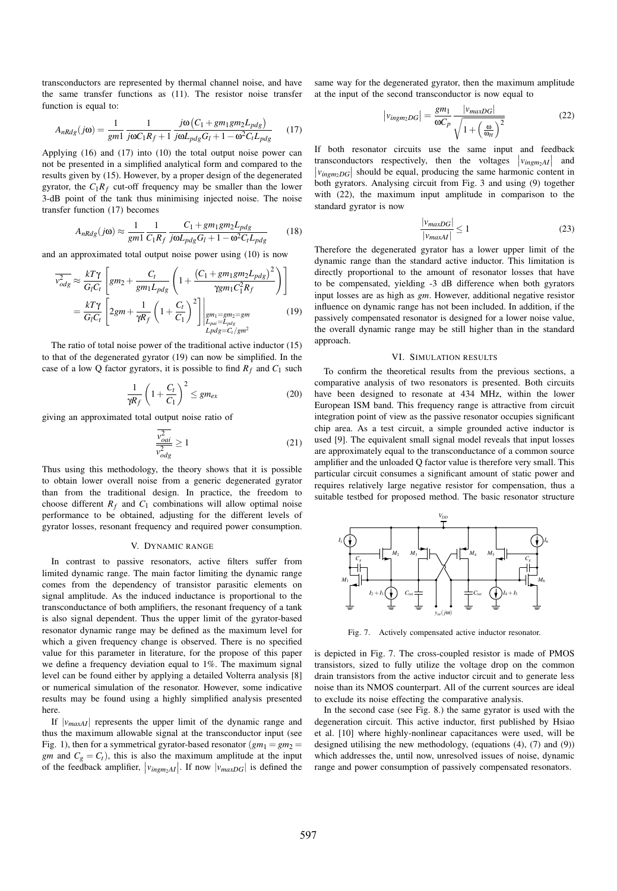transconductors are represented by thermal channel noise, and have the same transfer functions as (11). The resistor noise transfer function is equal to:

$$A_{nRdg}(j\omega) = \frac{1}{gm1}\frac{1}{j\omega C_1 R_f + 1}\frac{j\omega\left(C_1 + gm_1 gm_2 L_{pdg}\right)}{j\omega L_{pdg} G_l + 1 - \omega^2 C_t L_{pdg}} \quad (17)$$

Applying (16) and (17) into (10) the total output noise power can not be presented in a simplified analytical form and compared to the results given by (15). However, by a proper design of the degenerated gyrator, the $C_1 R_f$ cut-off frequency may be smaller than the lower 3-dB point of the tank thus minimising injected noise. The noise transfer function (17) becomes

$$A_{nRdg}(j\omega) \approx \frac{1}{gm1}\frac{1}{C_1 R_f}\frac{C_1 + gm_1 gm_2 L_{pdg}}{j\omega L_{pdg} G_l + 1 - \omega^2 C_t L_{pdg}} \quad (18)$$

and an approximated total output noise power using (10) is now

$$\begin{aligned}\overline{v_{odg}^2} &\approx \frac{kT\gamma}{G_l C_t}\left[gm_2 + \frac{C_t}{gm_1 L_{pdg}}\left(1 + \frac{\left(C_1 + gm_1 gm_2 L_{pdg}\right)^2}{\gamma gm_1 C_1^2 R_f}\right)\right] \\ &= \frac{kT\gamma}{G_l C_t}\left[2gm + \frac{1}{\gamma R_f}\left(1 + \frac{C_t}{C_1}\right)^2\right]\Bigg|_{\substack{gm_1 = gm_2 = gm \\ L_{pai} = L_{pdg} \\ Lpdg = C_t/gm^2}}\end{aligned} \quad (19)$$

The ratio of total noise power of the traditional active inductor (15) to that of the degenerated gyrator (19) can now be simplified. In the case of a low Q factor gyrators, it is possible to find $R_f$ and $C_1$ such

$$\frac{1}{\gamma R_f}\left(1 + \frac{C_t}{C_1}\right)^2 \leq gm_{ex} \quad (20)$$

giving an approximated total output noise ratio of

$$\frac{\overline{v_{oai}^2}}{\overline{v_{odg}^2}} \geq 1 \quad (21)$$

Thus using this methodology, the theory shows that it is possible to obtain lower overall noise from a generic degenerated gyrator than from the traditional design. In practice, the freedom to choose different $R_f$ and $C_1$ combinations will allow optimal noise performance to be obtained, adjusting for the different levels of gyrator losses, resonant frequency and required power consumption.

## V. Dynamic range

In contrast to passive resonators, active filters suffer from limited dynamic range. The main factor limiting the dynamic range comes from the dependency of transistor parasitic elements on signal amplitude. As the induced inductance is proportional to the transconductance of both amplifiers, the resonant frequency of a tank is also signal dependent. Thus the upper limit of the gyrator-based resonator dynamic range may be defined as the maximum level for which a given frequency change is observed. There is no specified value for this parameter in literature, for the propose of this paper we define a frequency deviation equal to 1%. The maximum signal level can be found either by applying a detailed Volterra analysis [8] or numerical simulation of the resonator. However, some indicative results may be found using a highly simplified analysis presented here.

If $|v_{maxAI}|$ represents the upper limit of the dynamic range and thus the maximum allowable signal at the transconductor input (see Fig. 1), then for a symmetrical gyrator-based resonator ($gm_1 = gm_2 = gm$ and $C_g = C_t$), this is also the maximum amplitude at the input of the feedback amplifier, $\left|v_{ingm_2AI}\right|$. If now $|v_{maxDG}|$ is defined the same way for the degenerated gyrator, then the maximum amplitude at the input of the second transconductor is now equal to

$$\left|v_{ingm_2DG}\right| = \frac{gm_1}{\omega C_p}\frac{|v_{maxDG}|}{\sqrt{1 + \left(\frac{\omega}{\omega_H}\right)^2}} \quad (22)$$

If both resonator circuits use the same input and feedback transconductors respectively, then the voltages $\left|v_{ingm_2AI}\right|$ and $\left|v_{ingm_2DG}\right|$ should be equal, producing the same harmonic content in both gyrators. Analysing circuit from Fig. 3 and using (9) together with (22), the maximum input amplitude in comparison to the standard gyrator is now

$$\frac{|v_{maxDG}|}{|v_{maxAI}|} \leq 1 \quad (23)$$

Therefore the degenerated gyrator has a lower upper limit of the dynamic range than the standard active inductor. This limitation is directly proportional to the amount of resonator losses that have to be compensated, yielding -3 dB difference when both gyrators input losses are as high as $gm$. However, additional negative resistor influence on dynamic range has not been included. In addition, if the passively compensated resonator is designed for a lower noise value, the overall dynamic range may be still higher than in the standard approach.

## VI. Simulation results

To confirm the theoretical results from the previous sections, a comparative analysis of two resonators is presented. Both circuits have been designed to resonate at 434 MHz, within the lower European ISM band. This frequency range is attractive from circuit integration point of view as the passive resonator occupies significant chip area. As a test circuit, a simple grounded active inductor is used [9]. The equivalent small signal model reveals that input losses are approximately equal to the transconductance of a common source amplifier and the unloaded Q factor value is therefore very small. This particular circuit consumes a significant amount of static power and requires relatively large negative resistor for compensation, thus a suitable testbed for proposed method. The basic resonator structure is depicted in Fig. 7. The cross-coupled resistor is made of PMOS transistors, sized to fully utilize the voltage drop on the common drain transistors from the active inductor circuit and to generate less noise than its NMOS counterpart. All of the current sources are ideal to exclude its noise effecting the comparative analysis.

Fig. 7. Actively compensated active inductor resonator.

In the second case (see Fig. 8.) the same gyrator is used with the degeneration circuit. This active inductor, first published by Hsiao et al. [10] where highly-nonlinear capacitances were used, will be designed utilising the new methodology, (equations (4), (7) and (9)) which addresses the, until now, unresolved issues of noise, dynamic range and power consumption of passively compensated resonators.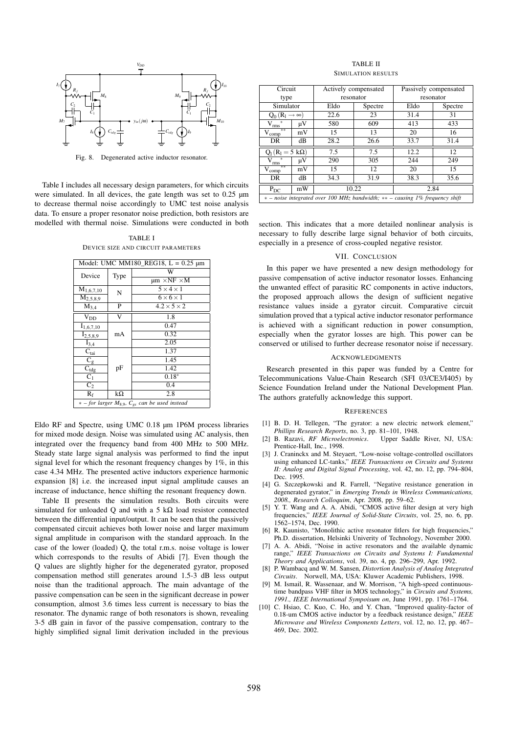Fig. 8. Degenerated active inductor resonator.

Table I includes all necessary design parameters, for which circuits were simulated. In all devices, the gate length was set to 0.25 µm to decrease thermal noise accordingly to UMC test noise analysis data. To ensure a proper resonator noise prediction, both resistors are modelled with thermal noise. Simulations were conducted in both Eldo RF and Spectre, using UMC 0.18 µm 1P6M process libraries for mixed mode design. Noise was simulated using AC analysis, then integrated over the frequency band from 400 MHz to 500 MHz. Steady state large signal analysis was performed to find the input signal level for which the resonant frequency changes by 1%, in this case 4.34 MHz. The presented active inductors experience harmonic expansion [8] i.e. the increased input signal amplitude causes an increase of inductance, hence shifting the resonant frequency down.

TABLE I
DEVICE SIZE AND CIRCUIT PARAMETERS

| Model: UMC MM180_REG18, L = 0.25 µm | | |
|---|---|---|
| Device | Type | W |
| | | µm ×NF ×M |
| $M_{1,6,7,10}$ | N | $5 \times 4 \times 1$ |
| $M_{2,5,8,9}$ | | $6 \times 6 \times 1$ |
| $M_{3,4}$ | P | $4.2 \times 5 \times 2$ |
| $V_{DD}$ | V | 1.8 |
| $I_{1,6,7,10}$ | mA | 0.47 |
| $I_{2,5,8,9}$ | | 0.32 |
| $I_{3,4}$ | | 2.05 |
| $C_{tai}$ | pF | 1.37 |
| $C_g$ | | 1.45 |
| $C_{tdg}$ | | 1.42 |
| $C_1$ | | 0.18* |
| $C_2$ | | 0.4 |
| $R_f$ | kΩ | 2.8 |
| * – for larger $M_{8,9}$, $C_{gs}$ can be used instead | | |

Table II presents the simulation results. Both circuits were simulated for unloaded Q and with a 5 kΩ load resistor connected between the differential input/output. It can be seen that the passively compensated circuit achieves both lower noise and larger maximum signal amplitude in comparison with the standard approach. In the case of the lower (loaded) Q, the total r.m.s. noise voltage is lower which corresponds to the results of Abidi [7]. Even though the Q values are slightly higher for the degenerated gyrator, proposed compensation method still generates around 1.5-3 dB less output noise than the traditional approach. The main advantage of the passive compensation can be seen in the significant decrease in power consumption, almost 3.6 times less current is necessary to bias the resonator. The dynamic range of both resonators is shown, revealing 3-5 dB gain in favor of the passive compensation, contrary to the highly simplified signal limit derivation included in the previous section. This indicates that a more detailed nonlinear analysis is necessary to fully describe large signal behavior of both circuits, especially in a presence of cross-coupled negative resistor.

TABLE II
SIMULATION RESULTS

| Circuit type | | Actively compensated resonator | | Passively compensated resonator | |
|---|---|---|---|---|---|
| Simulator | | Eldo | Spectre | Eldo | Spectre |
| $Q_0$ ($R_l \to \infty$) | | 22.6 | 23 | 31.4 | 31 |
| $V_{rms}$* | µV | 580 | 609 | 413 | 433 |
| $V_{comp}$** | mV | 15 | 13 | 20 | 16 |
| DR | dB | 28.2 | 26.6 | 33.7 | 31.4 |
| $Q_l$ ($R_l$ = 5 kΩ) | | 7.5 | 7.5 | 12.2 | 12 |
| $V_{rms}$* | µV | 290 | 305 | 244 | 249 |
| $V_{comp}$** | mV | 15 | 12 | 20 | 15 |
| DR | dB | 34.3 | 31.9 | 38.3 | 35.6 |
| $P_{DC}$ | mW | 10.22 | | 2.84 | |
| * – noise integrated over 100 MHz bandwidth; ** – causing 1% frequency shift | | | | | |

## VII. Conclusion

In this paper we have presented a new design methodology for passive compensation of active inductor resonator losses. Enhancing the unwanted effect of parasitic RC components in active inductors, the proposed approach allows the design of sufficient negative resistance values inside a gyrator circuit. Comparative circuit simulation proved that a typical active inductor resonator performance is achieved with a significant reduction in power consumption, especially when the gyrator losses are high. This power can be conserved or utilised to further decrease resonator noise if necessary.

## Acknowledgments

Research presented in this paper was funded by a Centre for Telecommunications Value-Chain Research (SFI 03/CE3/I405) by Science Foundation Ireland under the National Development Plan. The authors gratefully acknowledge this support.

## References

[1] B. D. H. Tellegen, "The gyrator: a new electric network element," *Phillips Research Reports*, no. 3, pp. 81–101, 1948.

[2] B. Razavi, *RF Microelectronics*. Upper Saddle River, NJ, USA: Prentice-Hall, Inc., 1998.

[3] J. Craninckx and M. Steyaert, "Low-noise voltage-controlled oscillators using enhanced LC-tanks," *IEEE Transactions on Circuits and Systems II: Analog and Digital Signal Processing*, vol. 42, no. 12, pp. 794–804, Dec. 1995.

[4] G. Szczepkowski and R. Farrell, "Negative resistance generation in degenerated gyrator," in *Emerging Trends in Wireless Communications, 2008., Research Colloquim*, Apr. 2008, pp. 59–62.

[5] Y. T. Wang and A. A. Abidi, "CMOS active filter design at very high frequencies," *IEEE Journal of Solid-State Circuits*, vol. 25, no. 6, pp. 1562–1574, Dec. 1990.

[6] R. Kaunisto, "Monolithic active resonator fitlers for high frequencies," Ph.D. dissertation, Helsinki Univerity of Technology, November 2000.

[7] A. A. Abidi, "Noise in active resonators and the available dynamic range," *IEEE Transactions on Circuits and Systems I: Fundamental Theory and Applications*, vol. 39, no. 4, pp. 296–299, Apr. 1992.

[8] P. Wambacq and W. M. Sansen, *Distortion Analysis of Analog Integrated Circuits*. Norwell, MA, USA: Kluwer Academic Publishers, 1998.

[9] M. Ismail, R. Wassenaar, and W. Morrison, "A high-speed continuous-time bandpass VHF filter in MOS technology," in *Circuits and Systems, 1991., IEEE International Sympoisum on*, June 1991, pp. 1761–1764.

[10] C. Hsiao, C. Kuo, C. Ho, and Y. Chan, "Improved quality-factor of 0.18-um CMOS active inductor by a feedback resistance design," *IEEE Microwave and Wireless Components Letters*, vol. 12, no. 12, pp. 467–469, Dec. 2002.